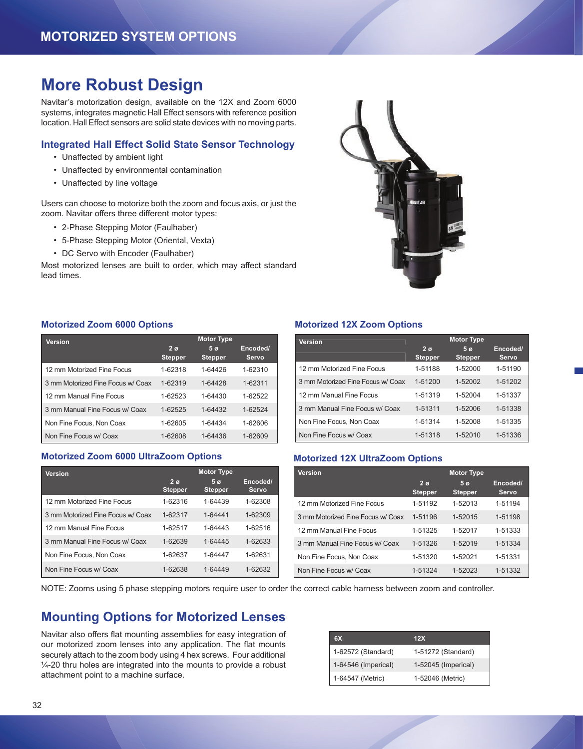## MOTORIZED SYSTEM OPTIONS

# More Robust Design

Navitar's motorization design, available on the 12X and Zoom 6000 systems, integrates magnetic Hall Effect sensors with reference position location. Hall Effect sensors are solid state devices with no moving parts.

### Integrated Hall Effect Solid State Sensor Technology

- Unaffected by ambient light
- Unaffected by environmental contamination
- Unaffected by line voltage

Users can choose to motorize both the zoom and focus axis, or just the zoom. Navitar offers three different motor types:

- 2-Phase Stepping Motor (Faulhaber)
- 5-Phase Stepping Motor (Oriental, Vexta)
- DC Servo with Encoder (Faulhaber)

Most motorized lenses are built to order, which may affect standard lead times.

### Motorized Zoom 6000 Options

| Version | Motor Type | | |
|---|---|---|---|
| | 2 ø Stepper | 5 ø Stepper | Encoded/ Servo |
| 12 mm Motorized Fine Focus | 1-62318 | 1-64426 | 1-62310 |
| 3 mm Motorized Fine Focus w/ Coax | 1-62319 | 1-64428 | 1-62311 |
| 12 mm Manual Fine Focus | 1-62523 | 1-64430 | 1-62522 |
| 3 mm Manual Fine Focus w/ Coax | 1-62525 | 1-64432 | 1-62524 |
| Non Fine Focus, Non Coax | 1-62605 | 1-64434 | 1-62606 |
| Non Fine Focus w/ Coax | 1-62608 | 1-64436 | 1-62609 |

### Motorized Zoom 6000 UltraZoom Options

| Version | Motor Type | | |
|---|---|---|---|
| | 2 ø Stepper | 5 ø Stepper | Encoded/ Servo |
| 12 mm Motorized Fine Focus | 1-62316 | 1-64439 | 1-62308 |
| 3 mm Motorized Fine Focus w/ Coax | 1-62317 | 1-64441 | 1-62309 |
| 12 mm Manual Fine Focus | 1-62517 | 1-64443 | 1-62516 |
| 3 mm Manual Fine Focus w/ Coax | 1-62639 | 1-64445 | 1-62633 |
| Non Fine Focus, Non Coax | 1-62637 | 1-64447 | 1-62631 |
| Non Fine Focus w/ Coax | 1-62638 | 1-64449 | 1-62632 |

### Motorized 12X Zoom Options

| Version | Motor Type | | |
|---|---|---|---|
| | 2 ø Stepper | 5 ø Stepper | Encoded/ Servo |
| 12 mm Motorized Fine Focus | 1-51188 | 1-52000 | 1-51190 |
| 3 mm Motorized Fine Focus w/ Coax | 1-51200 | 1-52002 | 1-51202 |
| 12 mm Manual Fine Focus | 1-51319 | 1-52004 | 1-51337 |
| 3 mm Manual Fine Focus w/ Coax | 1-51311 | 1-52006 | 1-51338 |
| Non Fine Focus, Non Coax | 1-51314 | 1-52008 | 1-51335 |
| Non Fine Focus w/ Coax | 1-51318 | 1-52010 | 1-51336 |

### Motorized 12X UltraZoom Options

| Version | Motor Type | | |
|---|---|---|---|
| | 2 ø Stepper | 5 ø Stepper | Encoded/ Servo |
| 12 mm Motorized Fine Focus | 1-51192 | 1-52013 | 1-51194 |
| 3 mm Motorized Fine Focus w/ Coax | 1-51196 | 1-52015 | 1-51198 |
| 12 mm Manual Fine Focus | 1-51325 | 1-52017 | 1-51333 |
| 3 mm Manual Fine Focus w/ Coax | 1-51326 | 1-52019 | 1-51334 |
| Non Fine Focus, Non Coax | 1-51320 | 1-52021 | 1-51331 |
| Non Fine Focus w/ Coax | 1-51324 | 1-52023 | 1-51332 |

NOTE: Zooms using 5 phase stepping motors require user to order the correct cable harness between zoom and controller.

# Mounting Options for Motorized Lenses

Navitar also offers flat mounting assemblies for easy integration of our motorized zoom lenses into any application. The flat mounts securely attach to the zoom body using 4 hex screws. Four additional ¼-20 thru holes are integrated into the mounts to provide a robust attachment point to a machine surface.

| 6X | 12X |
|---|---|
| 1-62572 (Standard) | 1-51272 (Standard) |
| 1-64546 (Imperical) | 1-52045 (Imperical) |
| 1-64547 (Metric) | 1-52046 (Metric) |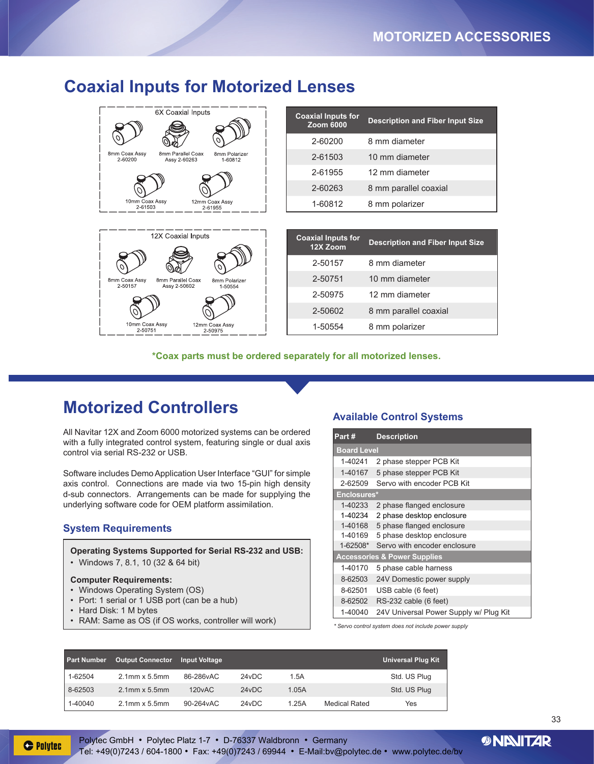## MOTORIZED ACCESSORIES

# Coaxial Inputs for Motorized Lenses

6X Coaxial Inputs

8mm Coax Assy 2-60200
8mm Parallel Coax Assy 2-60263
8mm Polarizer 1-60812
10mm Coax Assy 2-61503
12mm Coax Assy 2-61955

| Coaxial Inputs for Zoom 6000 | Description and Fiber Input Size |
|---|---|
| 2-60200 | 8 mm diameter |
| 2-61503 | 10 mm diameter |
| 2-61955 | 12 mm diameter |
| 2-60263 | 8 mm parallel coaxial |
| 1-60812 | 8 mm polarizer |

12X Coaxial Inputs

8mm Coax Assy 2-50157
8mm Parallel Coax Assy 2-50602
8mm Polarizer 1-50554
10mm Coax Assy 2-50751
12mm Coax Assy 2-50975

| Coaxial Inputs for 12X Zoom | Description and Fiber Input Size |
|---|---|
| 2-50157 | 8 mm diameter |
| 2-50751 | 10 mm diameter |
| 2-50975 | 12 mm diameter |
| 2-50602 | 8 mm parallel coaxial |
| 1-50554 | 8 mm polarizer |

**\*Coax parts must be ordered separately for all motorized lenses.**

# Motorized Controllers

All Navitar 12X and Zoom 6000 motorized systems can be ordered with a fully integrated control system, featuring single or dual axis control via serial RS-232 or USB.

Software includes Demo Application User Interface "GUI" for simple axis control. Connections are made via two 15-pin high density d-sub connectors. Arrangements can be made for supplying the underlying software code for OEM platform assimilation.

### System Requirements

**Operating Systems Supported for Serial RS-232 and USB:**
- Windows 7, 8.1, 10 (32 & 64 bit)

**Computer Requirements:**
- Windows Operating System (OS)
- Port: 1 serial or 1 USB port (can be a hub)
- Hard Disk: 1 M bytes
- RAM: Same as OS (if OS works, controller will work)

### Available Control Systems

| Part # | Description |
|---|---|
| **Board Level** | |
| 1-40241 | 2 phase stepper PCB Kit |
| 1-40167 | 5 phase stepper PCB Kit |
| 2-62509 | Servo with encoder PCB Kit |
| **Enclosures\*** | |
| 1-40233 | 2 phase flanged enclosure |
| 1-40234 | 2 phase desktop enclosure |
| 1-40168 | 5 phase flanged enclosure |
| 1-40169 | 5 phase desktop enclosure |
| 1-62508* | Servo with encoder enclosure |
| **Accessories & Power Supplies** | |
| 1-40170 | 5 phase cable harness |
| 8-62503 | 24V Domestic power supply |
| 8-62501 | USB cable (6 feet) |
| 8-62502 | RS-232 cable (6 feet) |
| 1-40040 | 24V Universal Power Supply w/ Plug Kit |

*\* Servo control system does not include power supply*

| Part Number | Output Connector | Input Voltage | | | | Universal Plug Kit |
|---|---|---|---|---|---|---|
| 1-62504 | 2.1mm x 5.5mm | 86-286vAC | 24vDC | 1.5A | | Std. US Plug |
| 8-62503 | 2.1mm x 5.5mm | 120vAC | 24vDC | 1.05A | | Std. US Plug |
| 1-40040 | 2.1mm x 5.5mm | 90-264vAC | 24vDC | 1.25A | Medical Rated | Yes |

Polytec GmbH • Polytec Platz 1-7 • D-76337 Waldbronn • Germany
Tel: +49(0)7243 / 604-1800 • Fax: +49(0)7243 / 69944 • E-Mail:bv@polytec.de • www.polytec.de/bv